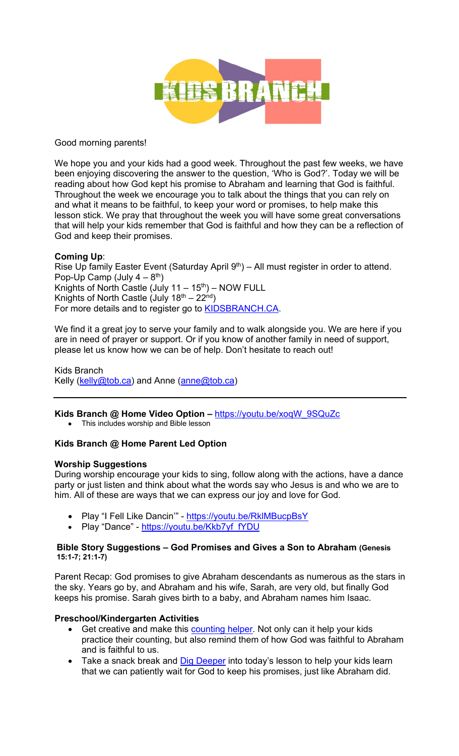Good morning parents!

We hope you and your kids had a good week. Throughout the past few weeks, we have been enjoying discovering the answer to the question, 'Who is God?'. Today we will be reading about how God kept his promise to Abraham and learning that God is faithful. Throughout the week we encourage you to talk about the things that you can rely on and what it means to be faithful, to keep your word or promises, to help make this lesson stick. We pray that throughout the week you will have some great conversations that will help your kids remember that God is faithful and how they can be a reflection of God and keep their promises.

**Coming Up**:
Rise Up family Easter Event (Saturday April 9th) – All must register in order to attend.
Pop-Up Camp (July 4 – 8th)
Knights of North Castle (July 11 – 15th) – NOW FULL
Knights of North Castle (July 18th – 22nd)
For more details and to register go to KIDSBRANCH.CA.

We find it a great joy to serve your family and to walk alongside you. We are here if you are in need of prayer or support. Or if you know of another family in need of support, please let us know how we can be of help. Don't hesitate to reach out!

Kids Branch
Kelly (kelly@tob.ca) and Anne (anne@tob.ca)

---

**Kids Branch @ Home Video Option –** https://youtu.be/xoqW_9SQuZc

- This includes worship and Bible lesson

**Kids Branch @ Home Parent Led Option**

**Worship Suggestions**
During worship encourage your kids to sing, follow along with the actions, have a dance party or just listen and think about what the words say who Jesus is and who we are to him. All of these are ways that we can express our joy and love for God.

- Play "I Fell Like Dancin'" - https://youtu.be/RklMBucpBsY
- Play "Dance" - https://youtu.be/Kkb7yf_fYDU

**Bible Story Suggestions – God Promises and Gives a Son to Abraham (Genesis 15:1-7; 21:1-7)**

Parent Recap: God promises to give Abraham descendants as numerous as the stars in the sky. Years go by, and Abraham and his wife, Sarah, are very old, but finally God keeps his promise. Sarah gives birth to a baby, and Abraham names him Isaac.

**Preschool/Kindergarten Activities**

- Get creative and make this counting helper. Not only can it help your kids practice their counting, but also remind them of how God was faithful to Abraham and is faithful to us.
- Take a snack break and Dig Deeper into today's lesson to help your kids learn that we can patiently wait for God to keep his promises, just like Abraham did.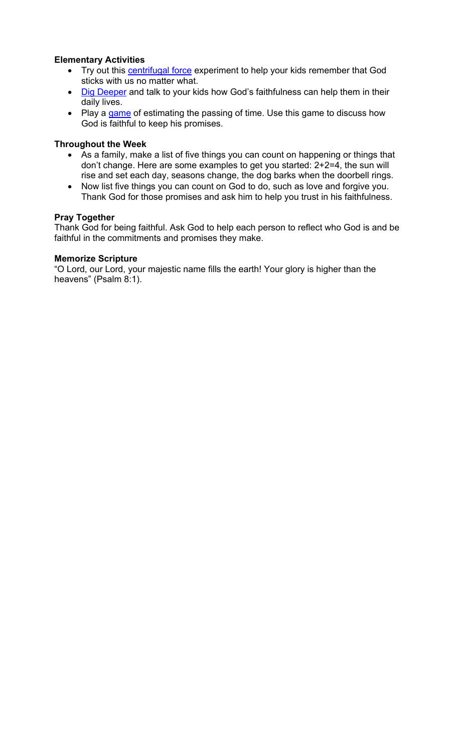**Elementary Activities**

- Try out this centrifugal force experiment to help your kids remember that God sticks with us no matter what.
- Dig Deeper and talk to your kids how God's faithfulness can help them in their daily lives.
- Play a game of estimating the passing of time. Use this game to discuss how God is faithful to keep his promises.

**Throughout the Week**

- As a family, make a list of five things you can count on happening or things that don't change. Here are some examples to get you started: 2+2=4, the sun will rise and set each day, seasons change, the dog barks when the doorbell rings.
- Now list five things you can count on God to do, such as love and forgive you. Thank God for those promises and ask him to help you trust in his faithfulness.

**Pray Together**

Thank God for being faithful. Ask God to help each person to reflect who God is and be faithful in the commitments and promises they make.

**Memorize Scripture**

"O Lord, our Lord, your majestic name fills the earth! Your glory is higher than the heavens" (Psalm 8:1).